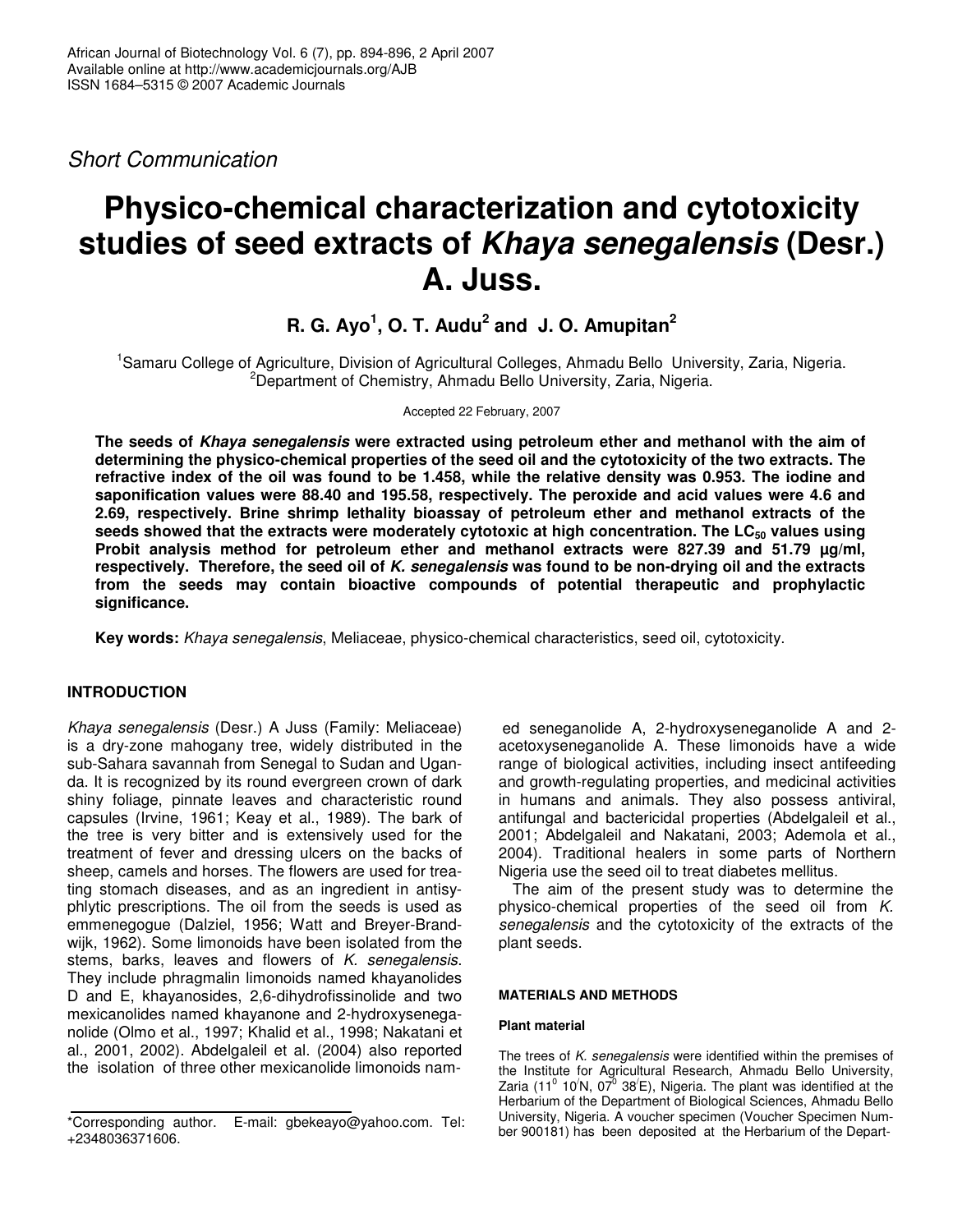*Short Communication*

# Physico-chemical characterization and cytotoxicity studies of seed extracts of *Khaya senegalensis* (Desr.) A. Juss.

**R. G. Ayo[1], O. T. Audu[2] and J. O. Amupitan[2]**

[1]Samaru College of Agriculture, Division of Agricultural Colleges, Ahmadu Bello University, Zaria, Nigeria.
[2]Department of Chemistry, Ahmadu Bello University, Zaria, Nigeria.

Accepted 22 February, 2007

**The seeds of *Khaya senegalensis* were extracted using petroleum ether and methanol with the aim of determining the physico-chemical properties of the seed oil and the cytotoxicity of the two extracts. The refractive index of the oil was found to be 1.458, while the relative density was 0.953. The iodine and saponification values were 88.40 and 195.58, respectively. The peroxide and acid values were 4.6 and 2.69, respectively. Brine shrimp lethality bioassay of petroleum ether and methanol extracts of the seeds showed that the extracts were moderately cytotoxic at high concentration. The $LC_{50}$ values using Probit analysis method for petroleum ether and methanol extracts were 827.39 and 51.79 µg/ml, respectively. Therefore, the seed oil of *K. senegalensis* was found to be non-drying oil and the extracts from the seeds may contain bioactive compounds of potential therapeutic and prophylactic significance.**

**Key words:** *Khaya senegalensis*, Meliaceae, physico-chemical characteristics, seed oil, cytotoxicity.

## INTRODUCTION

*Khaya senegalensis* (Desr.) A Juss (Family: Meliaceae) is a dry-zone mahogany tree, widely distributed in the sub-Sahara savannah from Senegal to Sudan and Uganda. It is recognized by its round evergreen crown of dark shiny foliage, pinnate leaves and characteristic round capsules (Irvine, 1961; Keay et al., 1989). The bark of the tree is very bitter and is extensively used for the treatment of fever and dressing ulcers on the backs of sheep, camels and horses. The flowers are used for treating stomach diseases, and as an ingredient in antisyphlytic prescriptions. The oil from the seeds is used as emmenegogue (Dalziel, 1956; Watt and Breyer-Brandwijk, 1962). Some limonoids have been isolated from the stems, barks, leaves and flowers of *K. senegalensis*. They include phragmalin limonoids named khayanolides D and E, khayanosides, 2,6-dihydrofissinolide and two mexicanolides named khayanone and 2-hydroxysenegano­lide (Olmo et al., 1997; Khalid et al., 1998; Nakatani et al., 2001, 2002). Abdelgaleil et al. (2004) also reported the isolation of three other mexicanolide limonoids named seneganolide A, 2-hydroxyseneganolide A and 2-acetoxyseneganolide A. These limonoids have a wide range of biological activities, including insect antifeeding and growth-regulating properties, and medicinal activities in humans and animals. They also possess antiviral, antifungal and bactericidal properties (Abdelgaleil et al., 2001; Abdelgaleil and Nakatani, 2003; Ademola et al., 2004). Traditional healers in some parts of Northern Nigeria use the seed oil to treat diabetes mellitus.

The aim of the present study was to determine the physico-chemical properties of the seed oil from *K. senegalensis* and the cytotoxicity of the extracts of the plant seeds.

## MATERIALS AND METHODS

### Plant material

The trees of *K. senegalensis* were identified within the premises of the Institute for Agricultural Research, Ahmadu Bello University, Zaria ($11^0$ 10'N, $07^0$ 38'E), Nigeria. The plant was identified at the Herbarium of the Department of Biological Sciences, Ahmadu Bello University, Nigeria. A voucher specimen (Voucher Specimen Number 900181) has been deposited at the Herbarium of the Depart-

\*Corresponding author. E-mail: gbekeayo@yahoo.com. Tel: +2348036371606.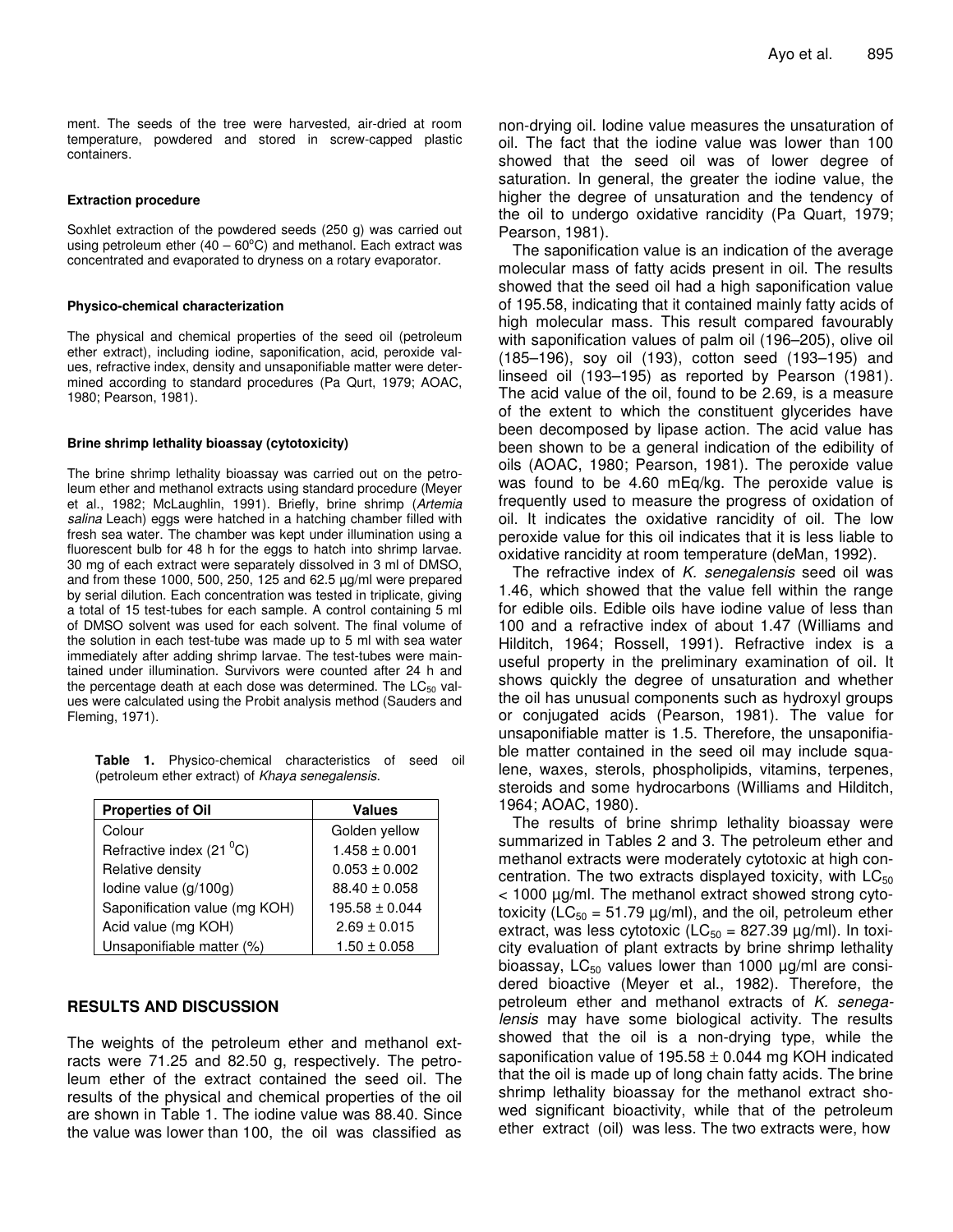ment. The seeds of the tree were harvested, air-dried at room temperature, powdered and stored in screw-capped plastic containers.

#### Extraction procedure

Soxhlet extraction of the powdered seeds (250 g) was carried out using petroleum ether (40 – 60°C) and methanol. Each extract was concentrated and evaporated to dryness on a rotary evaporator.

#### Physico-chemical characterization

The physical and chemical properties of the seed oil (petroleum ether extract), including iodine, saponification, acid, peroxide values, refractive index, density and unsaponifiable matter were determined according to standard procedures (Pa Qurt, 1979; AOAC, 1980; Pearson, 1981).

#### Brine shrimp lethality bioassay (cytotoxicity)

The brine shrimp lethality bioassay was carried out on the petroleum ether and methanol extracts using standard procedure (Meyer et al., 1982; McLaughlin, 1991). Briefly, brine shrimp (*Artemia salina* Leach) eggs were hatched in a hatching chamber filled with fresh sea water. The chamber was kept under illumination using a fluorescent bulb for 48 h for the eggs to hatch into shrimp larvae. 30 mg of each extract were separately dissolved in 3 ml of DMSO, and from these 1000, 500, 250, 125 and 62.5 µg/ml were prepared by serial dilution. Each concentration was tested in triplicate, giving a total of 15 test-tubes for each sample. A control containing 5 ml of DMSO solvent was used for each solvent. The final volume of the solution in each test-tube was made up to 5 ml with sea water immediately after adding shrimp larvae. The test-tubes were maintained under illumination. Survivors were counted after 24 h and the percentage death at each dose was determined. The $LC_{50}$ values were calculated using the Probit analysis method (Sauders and Fleming, 1971).

**Table 1.** Physico-chemical characteristics of seed oil (petroleum ether extract) of *Khaya senegalensis*.

| Properties of Oil | Values |
|---|---|
| Colour | Golden yellow |
| Refractive index (21 °C) | 1.458 ± 0.001 |
| Relative density | 0.053 ± 0.002 |
| Iodine value (g/100g) | 88.40 ± 0.058 |
| Saponification value (mg KOH) | 195.58 ± 0.044 |
| Acid value (mg KOH) | 2.69 ± 0.015 |
| Unsaponifiable matter (%) | 1.50 ± 0.058 |

## RESULTS AND DISCUSSION

The weights of the petroleum ether and methanol extracts were 71.25 and 82.50 g, respectively. The petroleum ether of the extract contained the seed oil. The results of the physical and chemical properties of the oil are shown in Table 1. The iodine value was 88.40. Since the value was lower than 100, the oil was classified as non-drying oil. Iodine value measures the unsaturation of oil. The fact that the iodine value was lower than 100 showed that the seed oil was of lower degree of saturation. In general, the greater the iodine value, the higher the degree of unsaturation and the tendency of the oil to undergo oxidative rancidity (Pa Quart, 1979; Pearson, 1981).

The saponification value is an indication of the average molecular mass of fatty acids present in oil. The results showed that the seed oil had a high saponification value of 195.58, indicating that it contained mainly fatty acids of high molecular mass. This result compared favourably with saponification values of palm oil (196–205), olive oil (185–196), soy oil (193), cotton seed (193–195) and linseed oil (193–195) as reported by Pearson (1981). The acid value of the oil, found to be 2.69, is a measure of the extent to which the constituent glycerides have been decomposed by lipase action. The acid value has been shown to be a general indication of the edibility of oils (AOAC, 1980; Pearson, 1981). The peroxide value was found to be 4.60 mEq/kg. The peroxide value is frequently used to measure the progress of oxidation of oil. It indicates the oxidative rancidity of oil. The low peroxide value for this oil indicates that it is less liable to oxidative rancidity at room temperature (deMan, 1992).

The refractive index of *K. senegalensis* seed oil was 1.46, which showed that the value fell within the range for edible oils. Edible oils have iodine value of less than 100 and a refractive index of about 1.47 (Williams and Hilditch, 1964; Rossell, 1991). Refractive index is a useful property in the preliminary examination of oil. It shows quickly the degree of unsaturation and whether the oil has unusual components such as hydroxyl groups or conjugated acids (Pearson, 1981). The value for unsaponifiable matter is 1.5. Therefore, the unsaponifiable matter contained in the seed oil may include squalene, waxes, sterols, phospholipids, vitamins, terpenes, steroids and some hydrocarbons (Williams and Hilditch, 1964; AOAC, 1980).

The results of brine shrimp lethality bioassay were summarized in Tables 2 and 3. The petroleum ether and methanol extracts were moderately cytotoxic at high concentration. The two extracts displayed toxicity, with $LC_{50}$ < 1000 µg/ml. The methanol extract showed strong cytotoxicity ($LC_{50}$ = 51.79 µg/ml), and the oil, petroleum ether extract, was less cytotoxic ($LC_{50}$ = 827.39 µg/ml). In toxicity evaluation of plant extracts by brine shrimp lethality bioassay, $LC_{50}$ values lower than 1000 µg/ml are considered bioactive (Meyer et al., 1982). Therefore, the petroleum ether and methanol extracts of *K. senegalensis* may have some biological activity. The results showed that the oil is a non-drying type, while the saponification value of 195.58 ± 0.044 mg KOH indicated that the oil is made up of long chain fatty acids. The brine shrimp lethality bioassay for the methanol extract showed significant bioactivity, while that of the petroleum ether extract (oil) was less. The two extracts were, how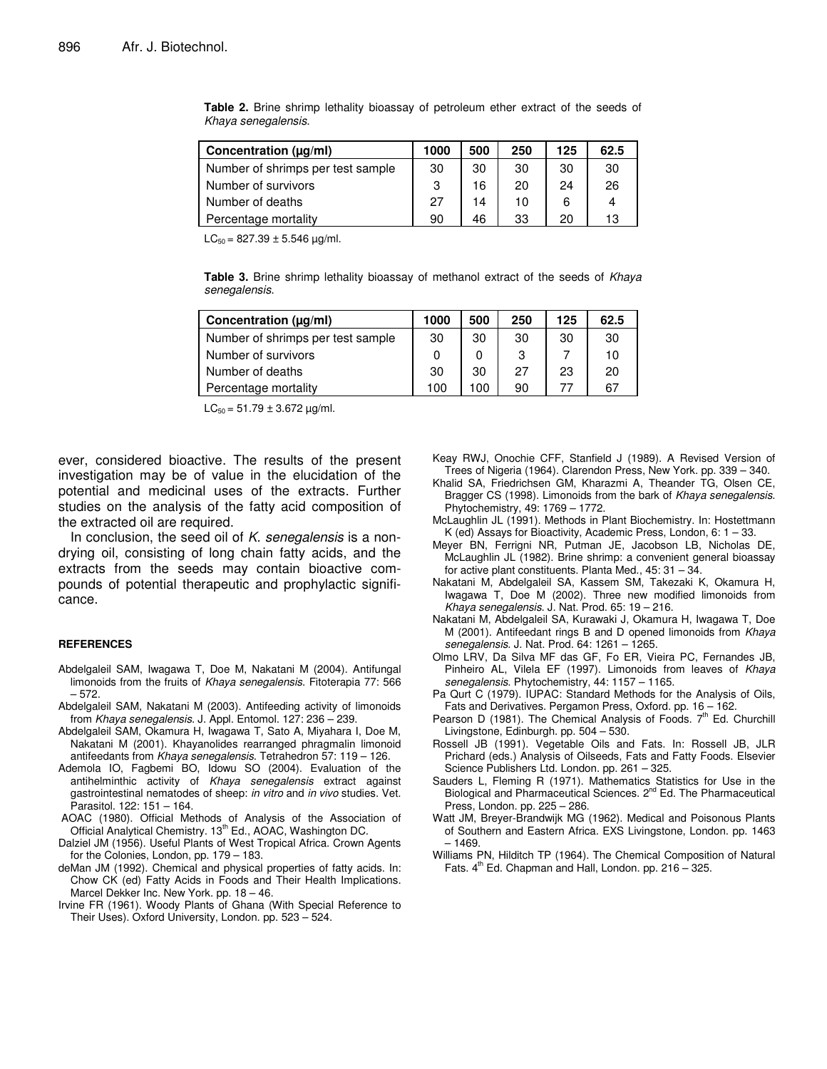**Table 2.** Brine shrimp lethality bioassay of petroleum ether extract of the seeds of *Khaya senegalensis*.

| Concentration (µg/ml) | 1000 | 500 | 250 | 125 | 62.5 |
|---|---|---|---|---|---|
| Number of shrimps per test sample | 30 | 30 | 30 | 30 | 30 |
| Number of survivors | 3 | 16 | 20 | 24 | 26 |
| Number of deaths | 27 | 14 | 10 | 6 | 4 |
| Percentage mortality | 90 | 46 | 33 | 20 | 13 |

$LC_{50}$ = 827.39 ± 5.546 µg/ml.

**Table 3.** Brine shrimp lethality bioassay of methanol extract of the seeds of *Khaya senegalensis*.

| Concentration (µg/ml) | 1000 | 500 | 250 | 125 | 62.5 |
|---|---|---|---|---|---|
| Number of shrimps per test sample | 30 | 30 | 30 | 30 | 30 |
| Number of survivors | 0 | 0 | 3 | 7 | 10 |
| Number of deaths | 30 | 30 | 27 | 23 | 20 |
| Percentage mortality | 100 | 100 | 90 | 77 | 67 |

$LC_{50}$ = 51.79 ± 3.672 µg/ml.

ever, considered bioactive. The results of the present investigation may be of value in the elucidation of the potential and medicinal uses of the extracts. Further studies on the analysis of the fatty acid composition of the extracted oil are required.

In conclusion, the seed oil of *K. senegalensis* is a non-drying oil, consisting of long chain fatty acids, and the extracts from the seeds may contain bioactive compounds of potential therapeutic and prophylactic significance.

## REFERENCES

Abdelgaleil SAM, Iwagawa T, Doe M, Nakatani M (2004). Antifungal limonoids from the fruits of *Khaya senegalensis*. Fitoterapia 77: 566 – 572.

Abdelgaleil SAM, Nakatani M (2003). Antifeeding activity of limonoids from *Khaya senegalensis*. J. Appl. Entomol. 127: 236 – 239.

Abdelgaleil SAM, Okamura H, Iwagawa T, Sato A, Miyahara I, Doe M, Nakatani M (2001). Khayanolides rearranged phragmalin limonoid antifeedants from *Khaya senegalensis*. Tetrahedron 57: 119 – 126.

Ademola IO, Fagbemi BO, Idowu SO (2004). Evaluation of the antihelminthic activity of *Khaya senegalensis* extract against gastrointestinal nematodes of sheep: *in vitro* and *in vivo* studies. Vet. Parasitol. 122: 151 – 164.

AOAC (1980). Official Methods of Analysis of the Association of Official Analytical Chemistry. 13th Ed., AOAC, Washington DC.

Dalziel JM (1956). Useful Plants of West Tropical Africa. Crown Agents for the Colonies, London, pp. 179 – 183.

deMan JM (1992). Chemical and physical properties of fatty acids. In: Chow CK (ed) Fatty Acids in Foods and Their Health Implications. Marcel Dekker Inc. New York. pp. 18 – 46.

Irvine FR (1961). Woody Plants of Ghana (With Special Reference to Their Uses). Oxford University, London. pp. 523 – 524.

Keay RWJ, Onochie CFF, Stanfield J (1989). A Revised Version of Trees of Nigeria (1964). Clarendon Press, New York. pp. 339 – 340.

Khalid SA, Friedrichsen GM, Kharazmi A, Theander TG, Olsen CE, Bragger CS (1998). Limonoids from the bark of *Khaya senegalensis*. Phytochemistry, 49: 1769 – 1772.

McLaughlin JL (1991). Methods in Plant Biochemistry. In: Hostettmann K (ed) Assays for Bioactivity, Academic Press, London, 6: 1 – 33.

Meyer BN, Ferrigni NR, Putman JE, Jacobson LB, Nicholas DE, McLaughlin JL (1982). Brine shrimp: a convenient general bioassay for active plant constituents. Planta Med., 45: 31 – 34.

Nakatani M, Abdelgaleil SA, Kassem SM, Takezaki K, Okamura H, Iwagawa T, Doe M (2002). Three new modified limonoids from *Khaya senegalensis*. J. Nat. Prod. 65: 19 – 216.

Nakatani M, Abdelgaleil SA, Kurawaki J, Okamura H, Iwagawa T, Doe M (2001). Antifeedant rings B and D opened limonoids from *Khaya senegalensis*. J. Nat. Prod. 64: 1261 – 1265.

Olmo LRV, Da Silva MF das GF, Fo ER, Vieira PC, Fernandes JB, Pinheiro AL, Vilela EF (1997). Limonoids from leaves of *Khaya senegalensis*. Phytochemistry, 44: 1157 – 1165.

Pa Qurt C (1979). IUPAC: Standard Methods for the Analysis of Oils, Fats and Derivatives. Pergamon Press, Oxford. pp. 16 – 162.

Pearson D (1981). The Chemical Analysis of Foods. 7th Ed. Churchill Livingstone, Edinburgh. pp. 504 – 530.

Rossell JB (1991). Vegetable Oils and Fats. In: Rossell JB, JLR Prichard (eds.) Analysis of Oilseeds, Fats and Fatty Foods. Elsevier Science Publishers Ltd. London. pp. 261 – 325.

Sauders L, Fleming R (1971). Mathematics Statistics for Use in the Biological and Pharmaceutical Sciences. 2nd Ed. The Pharmaceutical Press, London. pp. 225 – 286.

Watt JM, Breyer-Brandwijk MG (1962). Medical and Poisonous Plants of Southern and Eastern Africa. EXS Livingstone, London. pp. 1463 – 1469.

Williams PN, Hilditch TP (1964). The Chemical Composition of Natural Fats. 4th Ed. Chapman and Hall, London. pp. 216 – 325.